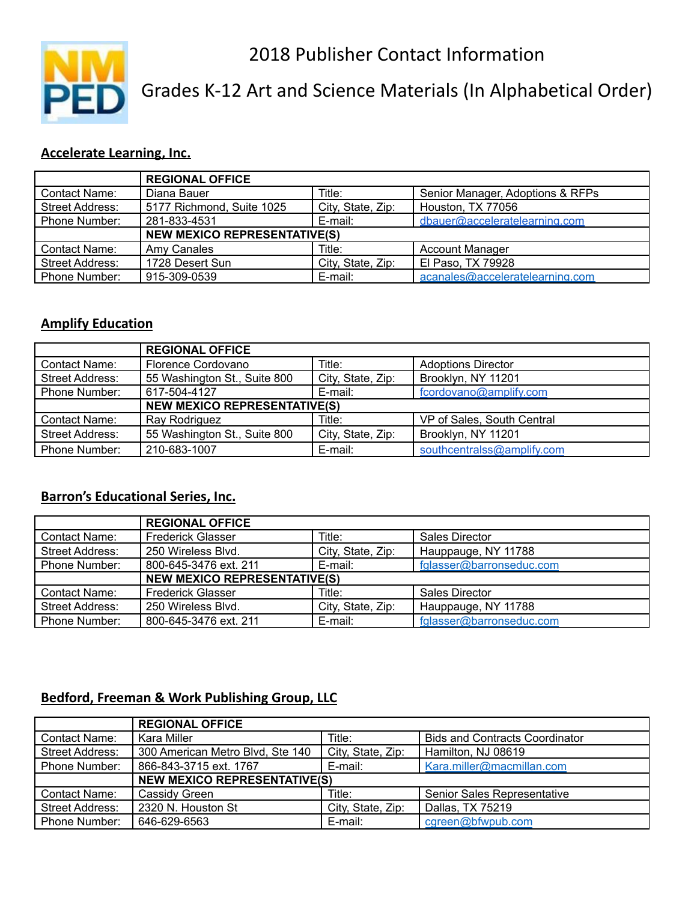# 2018 Publisher Contact Information

# Grades K-12 Art and Science Materials (In Alphabetical Order)

## Accelerate Learning, Inc.

| | REGIONAL OFFICE | | |
|---|---|---|---|
| Contact Name: | Diana Bauer | Title: | Senior Manager, Adoptions & RFPs |
| Street Address: | 5177 Richmond, Suite 1025 | City, State, Zip: | Houston, TX 77056 |
| Phone Number: | 281-833-4531 | E-mail: | dbauer@acceleratelearning.com |
| | **NEW MEXICO REPRESENTATIVE(S)** | | |
| Contact Name: | Amy Canales | Title: | Account Manager |
| Street Address: | 1728 Desert Sun | City, State, Zip: | El Paso, TX 79928 |
| Phone Number: | 915-309-0539 | E-mail: | acanales@acceleratelearning.com |

## Amplify Education

| | REGIONAL OFFICE | | |
|---|---|---|---|
| Contact Name: | Florence Cordovano | Title: | Adoptions Director |
| Street Address: | 55 Washington St., Suite 800 | City, State, Zip: | Brooklyn, NY 11201 |
| Phone Number: | 617-504-4127 | E-mail: | fcordovano@amplify.com |
| | **NEW MEXICO REPRESENTATIVE(S)** | | |
| Contact Name: | Ray Rodriguez | Title: | VP of Sales, South Central |
| Street Address: | 55 Washington St., Suite 800 | City, State, Zip: | Brooklyn, NY 11201 |
| Phone Number: | 210-683-1007 | E-mail: | southcentralss@amplify.com |

## Barron's Educational Series, Inc.

| | REGIONAL OFFICE | | |
|---|---|---|---|
| Contact Name: | Frederick Glasser | Title: | Sales Director |
| Street Address: | 250 Wireless Blvd. | City, State, Zip: | Hauppauge, NY 11788 |
| Phone Number: | 800-645-3476 ext. 211 | E-mail: | fglasser@barronseduc.com |
| | **NEW MEXICO REPRESENTATIVE(S)** | | |
| Contact Name: | Frederick Glasser | Title: | Sales Director |
| Street Address: | 250 Wireless Blvd. | City, State, Zip: | Hauppauge, NY 11788 |
| Phone Number: | 800-645-3476 ext. 211 | E-mail: | fglasser@barronseduc.com |

## Bedford, Freeman & Work Publishing Group, LLC

| | REGIONAL OFFICE | | |
|---|---|---|---|
| Contact Name: | Kara Miller | Title: | Bids and Contracts Coordinator |
| Street Address: | 300 American Metro Blvd, Ste 140 | City, State, Zip: | Hamilton, NJ 08619 |
| Phone Number: | 866-843-3715 ext. 1767 | E-mail: | Kara.miller@macmillan.com |
| | **NEW MEXICO REPRESENTATIVE(S)** | | |
| Contact Name: | Cassidy Green | Title: | Senior Sales Representative |
| Street Address: | 2320 N. Houston St | City, State, Zip: | Dallas, TX 75219 |
| Phone Number: | 646-629-6563 | E-mail: | cgreen@bfwpub.com |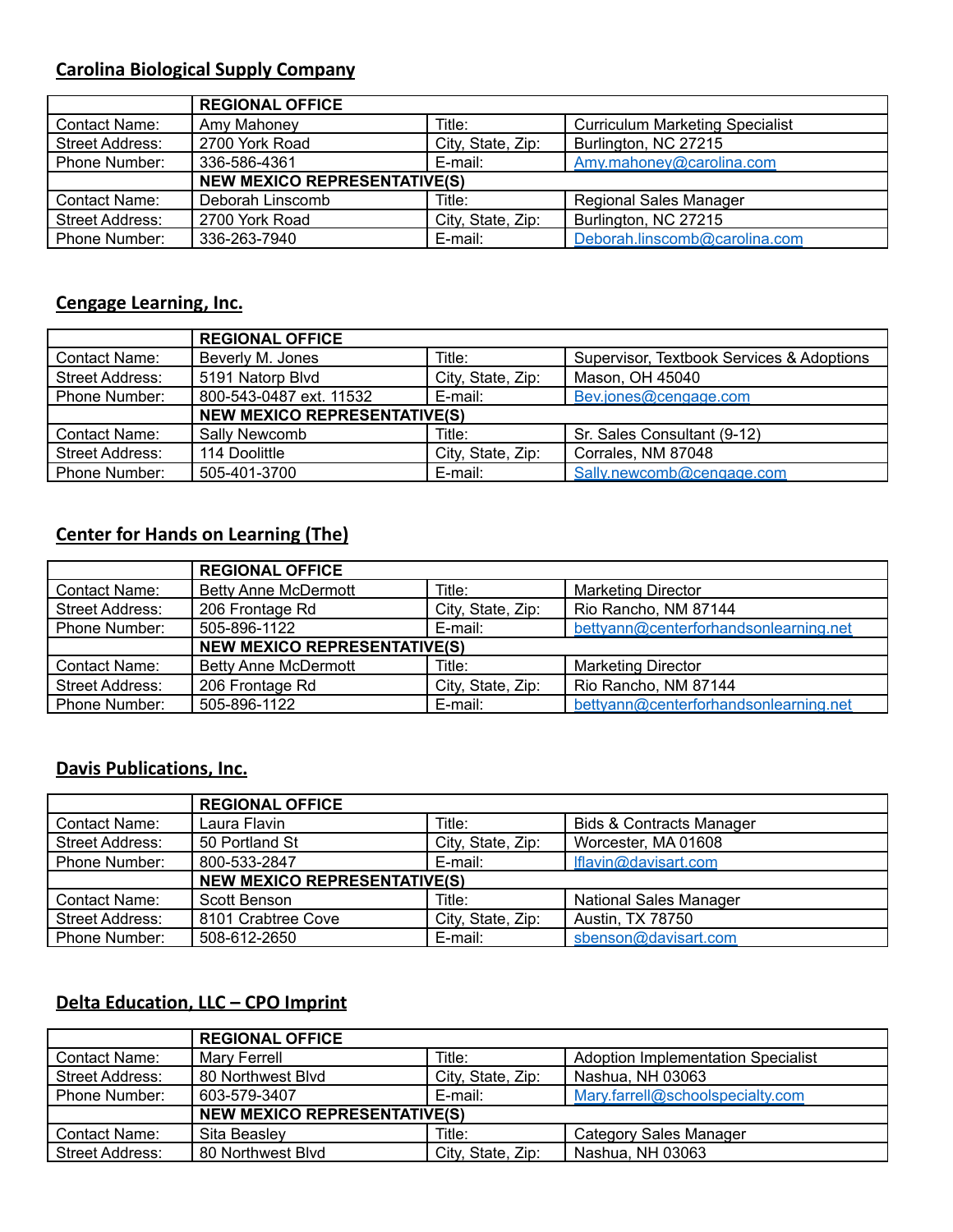## Carolina Biological Supply Company

| | REGIONAL OFFICE | | |
|---|---|---|---|
| Contact Name: | Amy Mahoney | Title: | Curriculum Marketing Specialist |
| Street Address: | 2700 York Road | City, State, Zip: | Burlington, NC 27215 |
| Phone Number: | 336-586-4361 | E-mail: | Amy.mahoney@carolina.com |
| | NEW MEXICO REPRESENTATIVE(S) | | |
| Contact Name: | Deborah Linscomb | Title: | Regional Sales Manager |
| Street Address: | 2700 York Road | City, State, Zip: | Burlington, NC 27215 |
| Phone Number: | 336-263-7940 | E-mail: | Deborah.linscomb@carolina.com |

## Cengage Learning, Inc.

| | REGIONAL OFFICE | | |
|---|---|---|---|
| Contact Name: | Beverly M. Jones | Title: | Supervisor, Textbook Services & Adoptions |
| Street Address: | 5191 Natorp Blvd | City, State, Zip: | Mason, OH 45040 |
| Phone Number: | 800-543-0487 ext. 11532 | E-mail: | Bev.jones@cengage.com |
| | NEW MEXICO REPRESENTATIVE(S) | | |
| Contact Name: | Sally Newcomb | Title: | Sr. Sales Consultant (9-12) |
| Street Address: | 114 Doolittle | City, State, Zip: | Corrales, NM 87048 |
| Phone Number: | 505-401-3700 | E-mail: | Sally.newcomb@cengage.com |

## Center for Hands on Learning (The)

| | REGIONAL OFFICE | | |
|---|---|---|---|
| Contact Name: | Betty Anne McDermott | Title: | Marketing Director |
| Street Address: | 206 Frontage Rd | City, State, Zip: | Rio Rancho, NM 87144 |
| Phone Number: | 505-896-1122 | E-mail: | bettyann@centerforhandsonlearning.net |
| | NEW MEXICO REPRESENTATIVE(S) | | |
| Contact Name: | Betty Anne McDermott | Title: | Marketing Director |
| Street Address: | 206 Frontage Rd | City, State, Zip: | Rio Rancho, NM 87144 |
| Phone Number: | 505-896-1122 | E-mail: | bettyann@centerforhandsonlearning.net |

## Davis Publications, Inc.

| | REGIONAL OFFICE | | |
|---|---|---|---|
| Contact Name: | Laura Flavin | Title: | Bids & Contracts Manager |
| Street Address: | 50 Portland St | City, State, Zip: | Worcester, MA 01608 |
| Phone Number: | 800-533-2847 | E-mail: | lflavin@davisart.com |
| | NEW MEXICO REPRESENTATIVE(S) | | |
| Contact Name: | Scott Benson | Title: | National Sales Manager |
| Street Address: | 8101 Crabtree Cove | City, State, Zip: | Austin, TX 78750 |
| Phone Number: | 508-612-2650 | E-mail: | sbenson@davisart.com |

## Delta Education, LLC – CPO Imprint

| | REGIONAL OFFICE | | |
|---|---|---|---|
| Contact Name: | Mary Ferrell | Title: | Adoption Implementation Specialist |
| Street Address: | 80 Northwest Blvd | City, State, Zip: | Nashua, NH 03063 |
| Phone Number: | 603-579-3407 | E-mail: | Mary.farrell@schoolspecialty.com |
| | NEW MEXICO REPRESENTATIVE(S) | | |
| Contact Name: | Sita Beasley | Title: | Category Sales Manager |
| Street Address: | 80 Northwest Blvd | City, State, Zip: | Nashua, NH 03063 |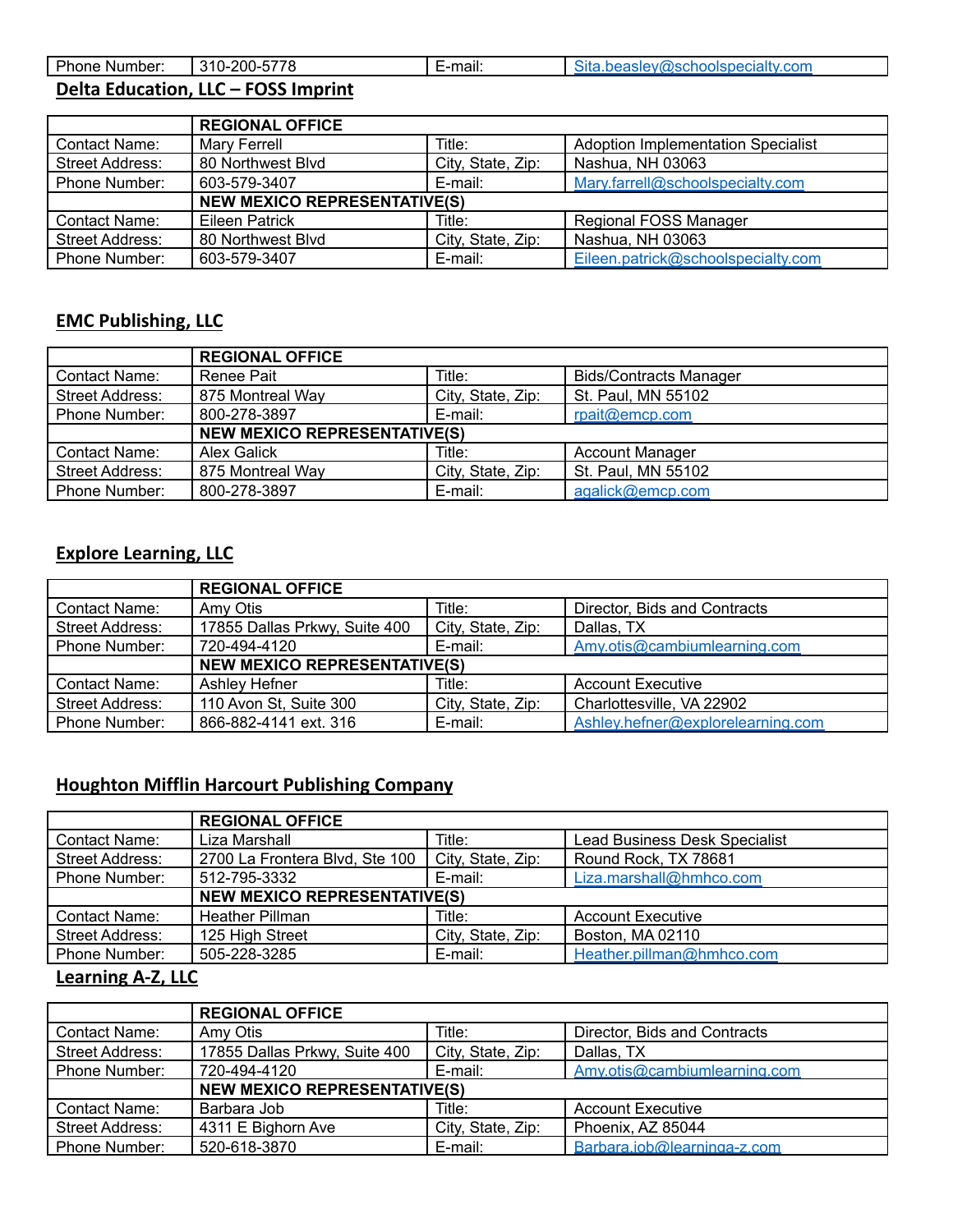| Phone Number: | 310-200-5778 | E-mail: | Sita.beasley@schoolspecialty.com |
|---|---|---|---|

## Delta Education, LLC – FOSS Imprint

| | REGIONAL OFFICE | | |
|---|---|---|---|
| Contact Name: | Mary Ferrell | Title: | Adoption Implementation Specialist |
| Street Address: | 80 Northwest Blvd | City, State, Zip: | Nashua, NH 03063 |
| Phone Number: | 603-579-3407 | E-mail: | Mary.farrell@schoolspecialty.com |
| | NEW MEXICO REPRESENTATIVE(S) | | |
| Contact Name: | Eileen Patrick | Title: | Regional FOSS Manager |
| Street Address: | 80 Northwest Blvd | City, State, Zip: | Nashua, NH 03063 |
| Phone Number: | 603-579-3407 | E-mail: | Eileen.patrick@schoolspecialty.com |

## EMC Publishing, LLC

| | REGIONAL OFFICE | | |
|---|---|---|---|
| Contact Name: | Renee Pait | Title: | Bids/Contracts Manager |
| Street Address: | 875 Montreal Way | City, State, Zip: | St. Paul, MN 55102 |
| Phone Number: | 800-278-3897 | E-mail: | rpait@emcp.com |
| | NEW MEXICO REPRESENTATIVE(S) | | |
| Contact Name: | Alex Galick | Title: | Account Manager |
| Street Address: | 875 Montreal Way | City, State, Zip: | St. Paul, MN 55102 |
| Phone Number: | 800-278-3897 | E-mail: | agalick@emcp.com |

## Explore Learning, LLC

| | REGIONAL OFFICE | | |
|---|---|---|---|
| Contact Name: | Amy Otis | Title: | Director, Bids and Contracts |
| Street Address: | 17855 Dallas Prkwy, Suite 400 | City, State, Zip: | Dallas, TX |
| Phone Number: | 720-494-4120 | E-mail: | Amy.otis@cambiumlearning.com |
| | NEW MEXICO REPRESENTATIVE(S) | | |
| Contact Name: | Ashley Hefner | Title: | Account Executive |
| Street Address: | 110 Avon St, Suite 300 | City, State, Zip: | Charlottesville, VA 22902 |
| Phone Number: | 866-882-4141 ext. 316 | E-mail: | Ashley.hefner@explorelearning.com |

## Houghton Mifflin Harcourt Publishing Company

| | REGIONAL OFFICE | | |
|---|---|---|---|
| Contact Name: | Liza Marshall | Title: | Lead Business Desk Specialist |
| Street Address: | 2700 La Frontera Blvd, Ste 100 | City, State, Zip: | Round Rock, TX 78681 |
| Phone Number: | 512-795-3332 | E-mail: | Liza.marshall@hmhco.com |
| | NEW MEXICO REPRESENTATIVE(S) | | |
| Contact Name: | Heather Pillman | Title: | Account Executive |
| Street Address: | 125 High Street | City, State, Zip: | Boston, MA 02110 |
| Phone Number: | 505-228-3285 | E-mail: | Heather.pillman@hmhco.com |

## Learning A-Z, LLC

| | REGIONAL OFFICE | | |
|---|---|---|---|
| Contact Name: | Amy Otis | Title: | Director, Bids and Contracts |
| Street Address: | 17855 Dallas Prkwy, Suite 400 | City, State, Zip: | Dallas, TX |
| Phone Number: | 720-494-4120 | E-mail: | Amy.otis@cambiumlearning.com |
| | NEW MEXICO REPRESENTATIVE(S) | | |
| Contact Name: | Barbara Job | Title: | Account Executive |
| Street Address: | 4311 E Bighorn Ave | City, State, Zip: | Phoenix, AZ 85044 |
| Phone Number: | 520-618-3870 | E-mail: | Barbara.job@learninga-z.com |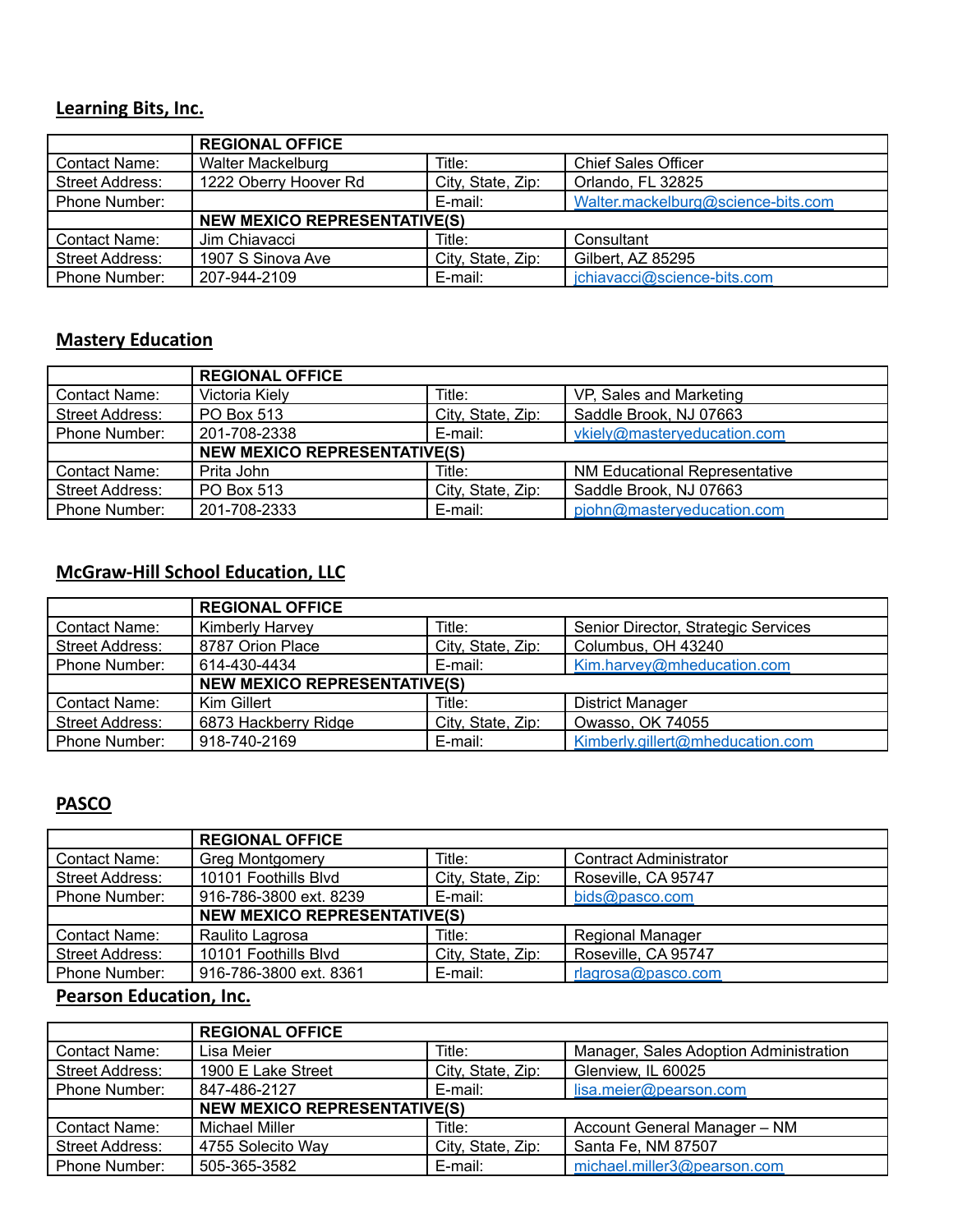## Learning Bits, Inc.

| | REGIONAL OFFICE | | |
|---|---|---|---|
| Contact Name: | Walter Mackelburg | Title: | Chief Sales Officer |
| Street Address: | 1222 Oberry Hoover Rd | City, State, Zip: | Orlando, FL 32825 |
| Phone Number: | | E-mail: | Walter.mackelburg@science-bits.com |
| | NEW MEXICO REPRESENTATIVE(S) | | |
| Contact Name: | Jim Chiavacci | Title: | Consultant |
| Street Address: | 1907 S Sinova Ave | City, State, Zip: | Gilbert, AZ 85295 |
| Phone Number: | 207-944-2109 | E-mail: | jchiavacci@science-bits.com |

## Mastery Education

| | REGIONAL OFFICE | | |
|---|---|---|---|
| Contact Name: | Victoria Kiely | Title: | VP, Sales and Marketing |
| Street Address: | PO Box 513 | City, State, Zip: | Saddle Brook, NJ 07663 |
| Phone Number: | 201-708-2338 | E-mail: | vkiely@masteryeducation.com |
| | NEW MEXICO REPRESENTATIVE(S) | | |
| Contact Name: | Prita John | Title: | NM Educational Representative |
| Street Address: | PO Box 513 | City, State, Zip: | Saddle Brook, NJ 07663 |
| Phone Number: | 201-708-2333 | E-mail: | pjohn@masteryeducation.com |

## McGraw-Hill School Education, LLC

| | REGIONAL OFFICE | | |
|---|---|---|---|
| Contact Name: | Kimberly Harvey | Title: | Senior Director, Strategic Services |
| Street Address: | 8787 Orion Place | City, State, Zip: | Columbus, OH 43240 |
| Phone Number: | 614-430-4434 | E-mail: | Kim.harvey@mheducation.com |
| | NEW MEXICO REPRESENTATIVE(S) | | |
| Contact Name: | Kim Gillert | Title: | District Manager |
| Street Address: | 6873 Hackberry Ridge | City, State, Zip: | Owasso, OK 74055 |
| Phone Number: | 918-740-2169 | E-mail: | Kimberly.gillert@mheducation.com |

## PASCO

| | REGIONAL OFFICE | | |
|---|---|---|---|
| Contact Name: | Greg Montgomery | Title: | Contract Administrator |
| Street Address: | 10101 Foothills Blvd | City, State, Zip: | Roseville, CA 95747 |
| Phone Number: | 916-786-3800 ext. 8239 | E-mail: | bids@pasco.com |
| | NEW MEXICO REPRESENTATIVE(S) | | |
| Contact Name: | Raulito Lagrosa | Title: | Regional Manager |
| Street Address: | 10101 Foothills Blvd | City, State, Zip: | Roseville, CA 95747 |
| Phone Number: | 916-786-3800 ext. 8361 | E-mail: | rlagrosa@pasco.com |

## Pearson Education, Inc.

| | REGIONAL OFFICE | | |
|---|---|---|---|
| Contact Name: | Lisa Meier | Title: | Manager, Sales Adoption Administration |
| Street Address: | 1900 E Lake Street | City, State, Zip: | Glenview, IL 60025 |
| Phone Number: | 847-486-2127 | E-mail: | lisa.meier@pearson.com |
| | NEW MEXICO REPRESENTATIVE(S) | | |
| Contact Name: | Michael Miller | Title: | Account General Manager – NM |
| Street Address: | 4755 Solecito Way | City, State, Zip: | Santa Fe, NM 87507 |
| Phone Number: | 505-365-3582 | E-mail: | michael.miller3@pearson.com |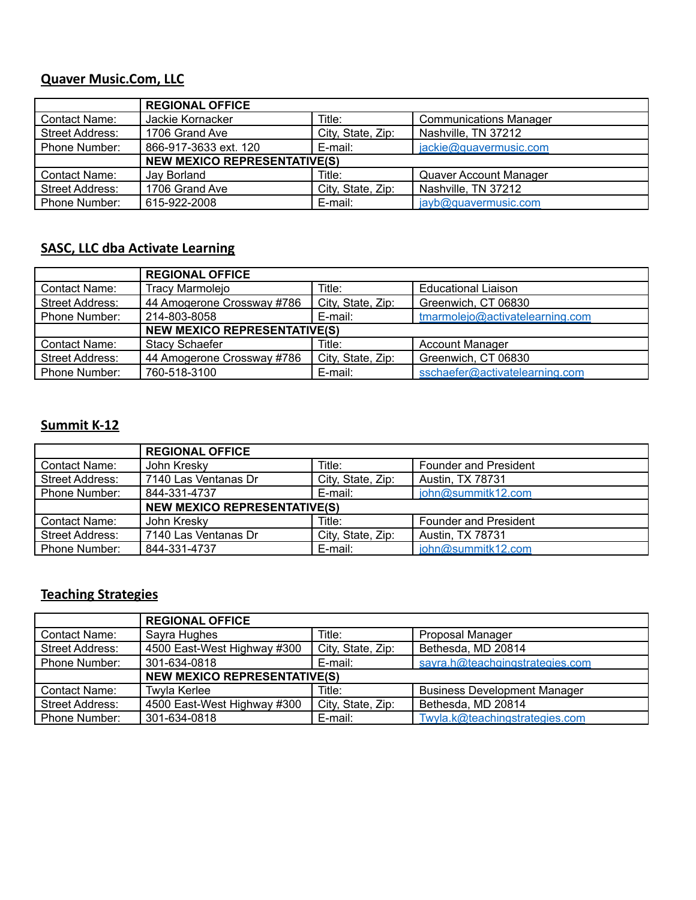**Quaver Music.Com, LLC**

| | | | |
|---|---|---|---|
| | **REGIONAL OFFICE** | | |
| Contact Name: | Jackie Kornacker | Title: | Communications Manager |
| Street Address: | 1706 Grand Ave | City, State, Zip: | Nashville, TN 37212 |
| Phone Number: | 866-917-3633 ext. 120 | E-mail: | jackie@quavermusic.com |
| | **NEW MEXICO REPRESENTATIVE(S)** | | |
| Contact Name: | Jay Borland | Title: | Quaver Account Manager |
| Street Address: | 1706 Grand Ave | City, State, Zip: | Nashville, TN 37212 |
| Phone Number: | 615-922-2008 | E-mail: | jayb@quavermusic.com |

**SASC, LLC dba Activate Learning**

| | | | |
|---|---|---|---|
| | **REGIONAL OFFICE** | | |
| Contact Name: | Tracy Marmolejo | Title: | Educational Liaison |
| Street Address: | 44 Amogerone Crossway #786 | City, State, Zip: | Greenwich, CT 06830 |
| Phone Number: | 214-803-8058 | E-mail: | tmarmolejo@activatelearning.com |
| | **NEW MEXICO REPRESENTATIVE(S)** | | |
| Contact Name: | Stacy Schaefer | Title: | Account Manager |
| Street Address: | 44 Amogerone Crossway #786 | City, State, Zip: | Greenwich, CT 06830 |
| Phone Number: | 760-518-3100 | E-mail: | sschaefer@activatelearning.com |

**Summit K-12**

| | | | |
|---|---|---|---|
| | **REGIONAL OFFICE** | | |
| Contact Name: | John Kresky | Title: | Founder and President |
| Street Address: | 7140 Las Ventanas Dr | City, State, Zip: | Austin, TX 78731 |
| Phone Number: | 844-331-4737 | E-mail: | john@summitk12.com |
| | **NEW MEXICO REPRESENTATIVE(S)** | | |
| Contact Name: | John Kresky | Title: | Founder and President |
| Street Address: | 7140 Las Ventanas Dr | City, State, Zip: | Austin, TX 78731 |
| Phone Number: | 844-331-4737 | E-mail: | john@summitk12.com |

**Teaching Strategies**

| | | | |
|---|---|---|---|
| | **REGIONAL OFFICE** | | |
| Contact Name: | Sayra Hughes | Title: | Proposal Manager |
| Street Address: | 4500 East-West Highway #300 | City, State, Zip: | Bethesda, MD 20814 |
| Phone Number: | 301-634-0818 | E-mail: | sayra.h@teachgingstrategies.com |
| | **NEW MEXICO REPRESENTATIVE(S)** | | |
| Contact Name: | Twyla Kerlee | Title: | Business Development Manager |
| Street Address: | 4500 East-West Highway #300 | City, State, Zip: | Bethesda, MD 20814 |
| Phone Number: | 301-634-0818 | E-mail: | Twyla.k@teachingstrategies.com |